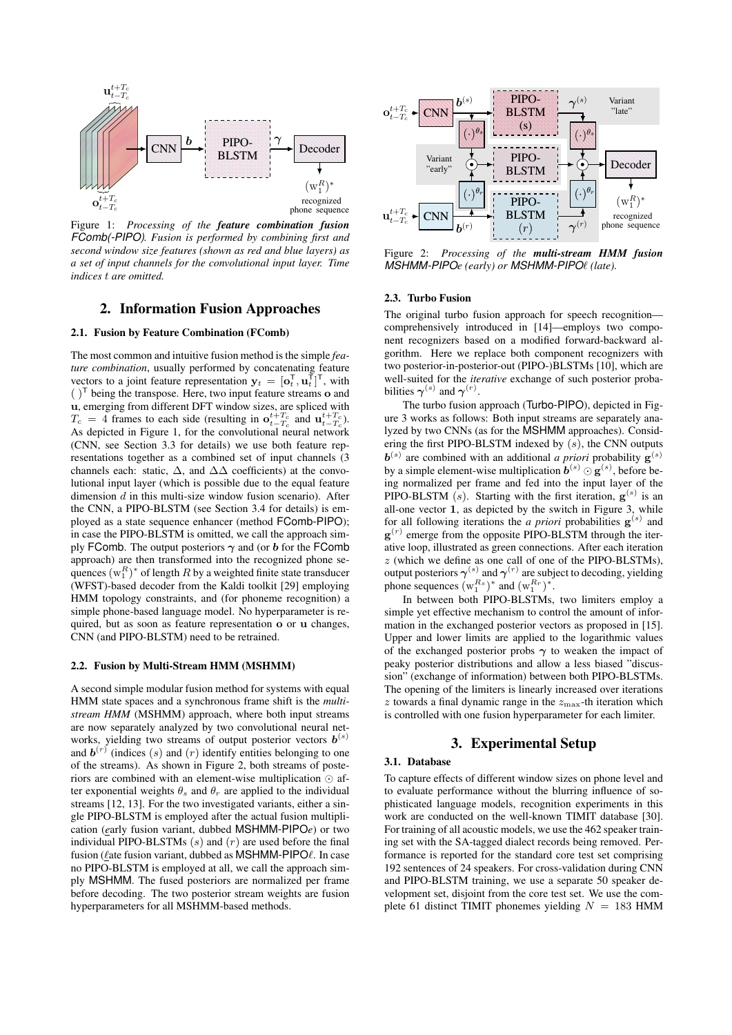Figure 1: *Processing of the **feature combination fusion** FComb(-PIPO). Fusion is performed by combining first and second window size features (shown as red and blue layers) as a set of input channels for the convolutional input layer. Time indices t are omitted.*

Figure 2: *Processing of the **multi-stream HMM fusion** MSHMM-PIPOe (early) or MSHMM-PIPOℓ (late).*

## 2. Information Fusion Approaches

### 2.1. Fusion by Feature Combination (FComb)

The most common and intuitive fusion method is the simple *feature combination*, usually performed by concatenating feature vectors to a joint feature representation $\mathbf{y}_t = [\mathbf{o}_t^\mathsf{T}, \mathbf{u}_t^\mathsf{T}]^\mathsf{T}$, with $(\,)^\mathsf{T}$ being the transpose. Here, two input feature streams $\mathbf{o}$ and $\mathbf{u}$, emerging from different DFT window sizes, are spliced with $T_c = 4$ frames to each side (resulting in $\mathbf{o}_{t-T_c}^{t+T_c}$ and $\mathbf{u}_{t-T_c}^{t+T_c}$). As depicted in Figure 1, for the convolutional neural network (CNN, see Section 3.3 for details) we use both feature representations together as a combined set of input channels (3 channels each: static, $\Delta$, and $\Delta\Delta$ coefficients) at the convolutional input layer (which is possible due to the equal feature dimension $d$ in this multi-size window fusion scenario). After the CNN, a PIPO-BLSTM (see Section 3.4 for details) is employed as a state sequence enhancer (method FComb-PIPO); in case the PIPO-BLSTM is omitted, we call the approach simply FComb. The output posteriors $\boldsymbol{\gamma}$ and (or $\boldsymbol{b}$ for the FComb approach) are then transformed into the recognized phone sequences $(\mathrm{w}_1^R)^*$ of length $R$ by a weighted finite state transducer (WFST)-based decoder from the Kaldi toolkit [29] employing HMM topology constraints, and (for phoneme recognition) a simple phone-based language model. No hyperparameter is required, but as soon as feature representation $\mathbf{o}$ or $\mathbf{u}$ changes, CNN (and PIPO-BLSTM) need to be retrained.

### 2.2. Fusion by Multi-Stream HMM (MSHMM)

A second simple modular fusion method for systems with equal HMM state spaces and a synchronous frame shift is the *multi-stream HMM* (MSHMM) approach, where both input streams are now separately analyzed by two convolutional neural networks, yielding two streams of output posterior vectors $\boldsymbol{b}^{(s)}$ and $\boldsymbol{b}^{(r)}$ (indices $(s)$ and $(r)$ identify entities belonging to one of the streams). As shown in Figure 2, both streams of posteriors are combined with an element-wise multiplication $\odot$ after exponential weights $\theta_s$ and $\theta_r$ are applied to the individual streams [12, 13]. For the two investigated variants, either a single PIPO-BLSTM is employed after the actual fusion multiplication (*e*arly fusion variant, dubbed MSHMM-PIPO*e*) or two individual PIPO-BLSTMs $(s)$ and $(r)$ are used before the final fusion (*ℓ*ate fusion variant, dubbed as MSHMM-PIPOℓ. In case no PIPO-BLSTM is employed at all, we call the approach simply MSHMM. The fused posteriors are normalized per frame before decoding. The two posterior stream weights are fusion hyperparameters for all MSHMM-based methods.

### 2.3. Turbo Fusion

The original turbo fusion approach for speech recognition—comprehensively introduced in [14]—employs two component recognizers based on a modified forward-backward algorithm. Here we replace both component recognizers with two posterior-in-posterior-out (PIPO-)BLSTMs [10], which are well-suited for the *iterative* exchange of such posterior probabilities $\boldsymbol{\gamma}^{(s)}$ and $\boldsymbol{\gamma}^{(r)}$.

The turbo fusion approach (Turbo-PIPO), depicted in Figure 3 works as follows: Both input streams are separately analyzed by two CNNs (as for the MSHMM approaches). Considering the first PIPO-BLSTM indexed by $(s)$, the CNN outputs $\boldsymbol{b}^{(s)}$ are combined with an additional *a priori* probability $\mathbf{g}^{(s)}$ by a simple element-wise multiplication $\boldsymbol{b}^{(s)} \odot \mathbf{g}^{(s)}$, before being normalized per frame and fed into the input layer of the PIPO-BLSTM $(s)$. Starting with the first iteration, $\mathbf{g}^{(s)}$ is an all-one vector $\mathbf{1}$, as depicted by the switch in Figure 3, while for all following iterations the *a priori* probabilities $\mathbf{g}^{(s)}$ and $\mathbf{g}^{(r)}$ emerge from the opposite PIPO-BLSTM through the iterative loop, illustrated as green connections. After each iteration $z$ (which we define as one call of one of the PIPO-BLSTMs), output posteriors $\boldsymbol{\gamma}^{(s)}$ and $\boldsymbol{\gamma}^{(r)}$ are subject to decoding, yielding phone sequences $(\mathrm{w}_1^{R_s})^*$ and $(\mathrm{w}_1^{R_r})^*$.

In between both PIPO-BLSTMs, two limiters employ a simple yet effective mechanism to control the amount of information in the exchanged posterior vectors as proposed in [15]. Upper and lower limits are applied to the logarithmic values of the exchanged posterior probs $\boldsymbol{\gamma}$ to weaken the impact of peaky posterior distributions and allow a less biased "discussion" (exchange of information) between both PIPO-BLSTMs. The opening of the limiters is linearly increased over iterations $z$ towards a final dynamic range in the $z_{\max}$-th iteration which is controlled with one fusion hyperparameter for each limiter.

## 3. Experimental Setup

### 3.1. Database

To capture effects of different window sizes on phone level and to evaluate performance without the blurring influence of sophisticated language models, recognition experiments in this work are conducted on the well-known TIMIT database [30]. For training of all acoustic models, we use the 462 speaker training set with the SA-tagged dialect records being removed. Performance is reported for the standard core test set comprising 192 sentences of 24 speakers. For cross-validation during CNN and PIPO-BLSTM training, we use a separate 50 speaker development set, disjoint from the core test set. We use the complete 61 distinct TIMIT phonemes yielding $N = 183$ HMM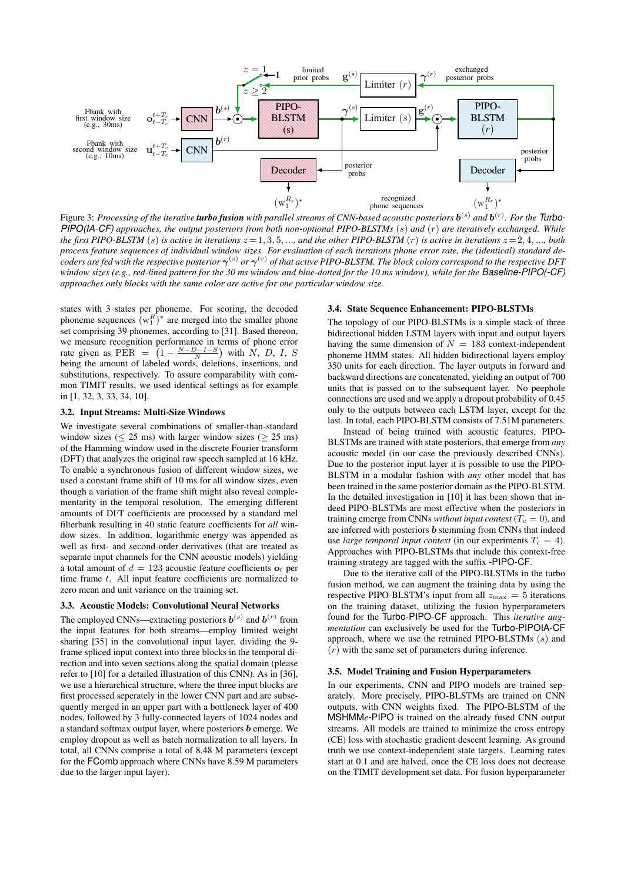Figure 3: *Processing of the iterative **turbo fusion** with parallel streams of CNN-based acoustic posteriors $\boldsymbol{b}^{(s)}$ and $\boldsymbol{b}^{(r)}$. For the Turbo-PIPO(IA-CF) approaches, the output posteriors from both non-optional PIPO-BLSTMs $(s)$ and $(r)$ are iteratively exchanged. While the first PIPO-BLSTM $(s)$ is active in iterations $z=1,3,5,...,$ and the other PIPO-BLSTM $(r)$ is active in iterations $z=2,4,...,$ both process feature sequences of individual window sizes. For evaluation of each iterations phone error rate, the (identical) standard decoders are fed with the respective posterior $\boldsymbol{\gamma}^{(s)}$ or $\boldsymbol{\gamma}^{(r)}$ of that active PIPO-BLSTM. The block colors correspond to the respective DFT window sizes (e.g., red-lined pattern for the 30 ms window and blue-dotted for the 10 ms window), while for the Baseline-PIPO(-CF) approaches only blocks with the same color are active for one particular window size.*

states with 3 states per phoneme. For scoring, the decoded phoneme sequences $(\mathrm{w}_1^R)^*$ are merged into the smaller phone set comprising 39 phonemes, according to [31]. Based thereon, we measure recognition performance in terms of phone error rate given as $\mathrm{PER} = \left(1 - \frac{N-D-I-S}{N}\right)$ with $N$, $D$, $I$, $S$ being the amount of labeled words, deletions, insertions, and substitutions, respectively. To assure comparability with common TIMIT results, we used identical settings as for example in [1, 32, 3, 33, 34, 10].

### 3.2. Input Streams: Multi-Size Windows

We investigate several combinations of smaller-than-standard window sizes ($\leq$ 25 ms) with larger window sizes ($\geq$ 25 ms) of the Hamming window used in the discrete Fourier transform (DFT) that analyzes the original raw speech sampled at 16 kHz. To enable a synchronous fusion of different window sizes, we used a constant frame shift of 10 ms for all window sizes, even though a variation of the frame shift might also reveal complementarity in the temporal resolution. The emerging different amounts of DFT coefficients are processed by a standard mel filterbank resulting in 40 static feature coefficients for *all* window sizes. In addition, logarithmic energy was appended as well as first- and second-order derivatives (that are treated as separate input channels for the CNN acoustic models) yielding a total amount of $d = 123$ acoustic feature coefficients $\mathbf{o}_t$ per time frame $t$. All input feature coefficients are normalized to zero mean and unit variance on the training set.

### 3.3. Acoustic Models: Convolutional Neural Networks

The employed CNNs—extracting posteriors $\boldsymbol{b}^{(s)}$ and $\boldsymbol{b}^{(r)}$ from the input features for both streams—employ limited weight sharing [35] in the convolutional input layer, dividing the 9-frame spliced input context into three blocks in the temporal direction and into seven sections along the spatial domain (please refer to [10] for a detailed illustration of this CNN). As in [36], we use a hierarchical structure, where the three input blocks are first processed seperately in the lower CNN part and are subsequently merged in an upper part with a bottleneck layer of 400 nodes, followed by 3 fully-connected layers of 1024 nodes and a standard softmax output layer, where posteriors $\boldsymbol{b}$ emerge. We employ dropout as well as batch normalization to all layers. In total, all CNNs comprise a total of 8.48 M parameters (except for the FComb approach where CNNs have 8.59 M parameters due to the larger input layer).

### 3.4. State Sequence Enhancement: PIPO-BLSTMs

The topology of our PIPO-BLSTMs is a simple stack of three bidirectional hidden LSTM layers with input and output layers having the same dimension of $N = 183$ context-independent phoneme HMM states. All hidden bidirectional layers employ 350 units for each direction. The layer outputs in forward and backward directions are concatenated, yielding an output of 700 units that is passed on to the subsequent layer. No peephole connections are used and we apply a dropout probability of 0.45 only to the outputs between each LSTM layer, except for the last. In total, each PIPO-BLSTM consists of 7.51M parameters.

Instead of being trained with acoustic features, PIPO-BLSTMs are trained with state posteriors, that emerge from *any* acoustic model (in our case the previously described CNNs). Due to the posterior input layer it is possible to use the PIPO-BLSTM in a modular fashion with *any* other model that has been trained in the same posterior domain as the PIPO-BLSTM. In the detailed investigation in [10] it has been shown that indeed PIPO-BLSTMs are most effective when the posteriors in training emerge from CNNs *without input context* ($T_c = 0$), and are inferred with posteriors $\boldsymbol{b}$ stemming from CNNs that indeed use *large temporal input context* (in our experiments $T_c = 4$). Approaches with PIPO-BLSTMs that include this context-free training strategy are tagged with the suffix -PIPO-CF.

Due to the iterative call of the PIPO-BLSTMs in the turbo fusion method, we can augment the training data by using the respective PIPO-BLSTM's input from all $z_{\max} = 5$ iterations on the training dataset, utilizing the fusion hyperparameters found for the Turbo-PIPO-CF approach. This *iterative augmentation* can exclusively be used for the Turbo-PIPOIA-CF approach, where we use the retrained PIPO-BLSTMs $(s)$ and $(r)$ with the same set of parameters during inference.

### 3.5. Model Training and Fusion Hyperparameters

In our experiments, CNN and PIPO models are trained separately. More precisely, PIPO-BLSTMs are trained on CNN outputs, with CNN weights fixed. The PIPO-BLSTM of the MSHMM*e*-PIPO is trained on the already fused CNN output streams. All models are trained to minimize the cross entropy (CE) loss with stochastic gradient descent learning. As ground truth we use context-independent state targets. Learning rates start at 0.1 and are halved, once the CE loss does not decrease on the TIMIT development set data. For fusion hyperparameter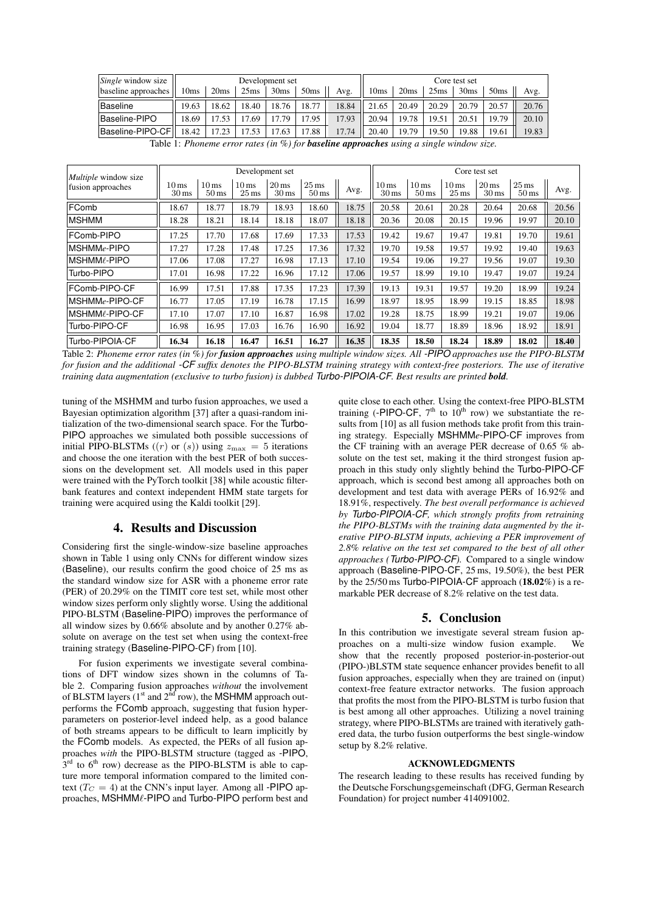| *Single* window size | Development set | | | | | | Core test set | | | | | |
|---|---|---|---|---|---|---|---|---|---|---|---|---|
| baseline approaches | 10ms | 20ms | 25ms | 30ms | 50ms | Avg. | 10ms | 20ms | 25ms | 30ms | 50ms | Avg. |
| Baseline | 19.63 | 18.62 | 18.40 | 18.76 | 18.77 | 18.84 | 21.65 | 20.49 | 20.29 | 20.79 | 20.57 | 20.76 |
| Baseline-PIPO | 18.69 | 17.53 | 17.69 | 17.79 | 17.95 | 17.93 | 20.94 | 19.78 | 19.51 | 20.51 | 19.79 | 20.10 |
| Baseline-PIPO-CF | 18.42 | 17.23 | 17.53 | 17.63 | 17.88 | 17.74 | 20.40 | 19.79 | 19.50 | 19.88 | 19.61 | 19.83 |

Table 1: *Phoneme error rates (in %) for* ***baseline approaches*** *using a single window size.*

| *Multiple* window size fusion approaches | Development set | | | | | | Core test set | | | | | |
|---|---|---|---|---|---|---|---|---|---|---|---|---|
| | 10 ms 30 ms | 10 ms 50 ms | 10 ms 25 ms | 20 ms 30 ms | 25 ms 50 ms | Avg. | 10 ms 30 ms | 10 ms 50 ms | 10 ms 25 ms | 20 ms 30 ms | 25 ms 50 ms | Avg. |
| FComb | 18.67 | 18.77 | 18.79 | 18.93 | 18.60 | 18.75 | 20.58 | 20.61 | 20.28 | 20.64 | 20.68 | 20.56 |
| MSHMM | 18.28 | 18.21 | 18.14 | 18.18 | 18.07 | 18.18 | 20.36 | 20.08 | 20.15 | 19.96 | 19.97 | 20.10 |
| FComb-PIPO | 17.25 | 17.70 | 17.68 | 17.69 | 17.33 | 17.53 | 19.42 | 19.67 | 19.47 | 19.81 | 19.70 | 19.61 |
| MSHMM*e*-PIPO | 17.27 | 17.28 | 17.48 | 17.25 | 17.36 | 17.32 | 19.70 | 19.58 | 19.57 | 19.92 | 19.40 | 19.63 |
| MSHMM*ℓ*-PIPO | 17.06 | 17.08 | 17.27 | 16.98 | 17.13 | 17.10 | 19.54 | 19.06 | 19.27 | 19.56 | 19.07 | 19.30 |
| Turbo-PIPO | 17.01 | 16.98 | 17.22 | 16.96 | 17.12 | 17.06 | 19.57 | 18.99 | 19.10 | 19.47 | 19.07 | 19.24 |
| FComb-PIPO-CF | 16.99 | 17.51 | 17.88 | 17.35 | 17.23 | 17.39 | 19.13 | 19.31 | 19.57 | 19.20 | 18.99 | 19.24 |
| MSHMM*e*-PIPO-CF | 16.77 | 17.05 | 17.19 | 16.78 | 17.15 | 16.99 | 18.97 | 18.95 | 18.99 | 19.15 | 18.85 | 18.98 |
| MSHMM*ℓ*-PIPO-CF | 17.10 | 17.07 | 17.10 | 16.87 | 16.98 | 17.02 | 19.28 | 18.75 | 18.99 | 19.21 | 19.07 | 19.06 |
| Turbo-PIPO-CF | 16.98 | 16.95 | 17.03 | 16.76 | 16.90 | 16.92 | 19.04 | 18.77 | 18.89 | 18.96 | 18.92 | 18.91 |
| Turbo-PIPOIA-CF | **16.34** | **16.18** | **16.47** | **16.51** | **16.27** | **16.35** | **18.35** | **18.50** | **18.24** | **18.89** | **18.02** | **18.40** |

Table 2: *Phoneme error rates (in %) for* ***fusion approaches*** *using multiple window sizes. All -PIPO approaches use the PIPO-BLSTM for fusion and the additional -CF suffix denotes the PIPO-BLSTM training strategy with context-free posteriors. The use of iterative training data augmentation (exclusive to turbo fusion) is dubbed Turbo-PIPOIA-CF. Best results are printed* ***bold****.*

tuning of the MSHMM and turbo fusion approaches, we used a Bayesian optimization algorithm [37] after a quasi-random initialization of the two-dimensional search space. For the Turbo-PIPO approaches we simulated both possible successions of initial PIPO-BLSTMs ($(r)$ or $(s)$) using $z_{\max} = 5$ iterations and choose the one iteration with the best PER of both successions on the development set. All models used in this paper were trained with the PyTorch toolkit [38] while acoustic filterbank features and context independent HMM state targets for training were acquired using the Kaldi toolkit [29].

## 4. Results and Discussion

Considering first the single-window-size baseline approaches shown in Table 1 using only CNNs for different window sizes (Baseline), our results confirm the good choice of 25 ms as the standard window size for ASR with a phoneme error rate (PER) of 20.29% on the TIMIT core test set, while most other window sizes perform only slightly worse. Using the additional PIPO-BLSTM (Baseline-PIPO) improves the performance of all window sizes by 0.66% absolute and by another 0.27% absolute on average on the test set when using the context-free training strategy (Baseline-PIPO-CF) from [10].

For fusion experiments we investigate several combinations of DFT window sizes shown in the columns of Table 2. Comparing fusion approaches *without* the involvement of BLSTM layers (1st and 2nd row), the MSHMM approach outperforms the FComb approach, suggesting that fusion hyperparameters on posterior-level indeed help, as a good balance of both streams appears to be difficult to learn implicitly by the FComb models. As expected, the PERs of all fusion approaches *with* the PIPO-BLSTM structure (tagged as -PIPO, 3rd to 6th row) decrease as the PIPO-BLSTM is able to capture more temporal information compared to the limited context ($T_C = 4$) at the CNN's input layer. Among all -PIPO approaches, MSHMM*ℓ*-PIPO and Turbo-PIPO perform best and quite close to each other. Using the context-free PIPO-BLSTM training (-PIPO-CF, 7th to 10th row) we substantiate the results from [10] as all fusion methods take profit from this training strategy. Especially MSHMM*e*-PIPO-CF improves from the CF training with an average PER decrease of 0.65 % absolute on the test set, making it the third strongest fusion approach in this study only slightly behind the Turbo-PIPO-CF approach, which is second best among all approaches both on development and test data with average PERs of 16.92% and 18.91%, respectively. *The best overall performance is achieved by Turbo-PIPOIA-CF, which strongly profits from retraining the PIPO-BLSTMs with the training data augmented by the iterative PIPO-BLSTM inputs, achieving a PER improvement of 2.8% relative on the test set compared to the best of all other approaches (Turbo-PIPO-CF).* Compared to a single window approach (Baseline-PIPO-CF, 25 ms, 19.50%), the best PER by the 25/50 ms Turbo-PIPOIA-CF approach (**18.02**%) is a remarkable PER decrease of 8.2% relative on the test data.

## 5. Conclusion

In this contribution we investigate several stream fusion approaches on a multi-size window fusion example. We show that the recently proposed posterior-in-posterior-out (PIPO-)BLSTM state sequence enhancer provides benefit to all fusion approaches, especially when they are trained on (input) context-free feature extractor networks. The fusion approach that profits the most from the PIPO-BLSTM is turbo fusion that is best among all other approaches. Utilizing a novel training strategy, where PIPO-BLSTMs are trained with iteratively gathered data, the turbo fusion outperforms the best single-window setup by 8.2% relative.

### ACKNOWLEDGMENTS

The research leading to these results has received funding by the Deutsche Forschungsgemeinschaft (DFG, German Research Foundation) for project number 414091002.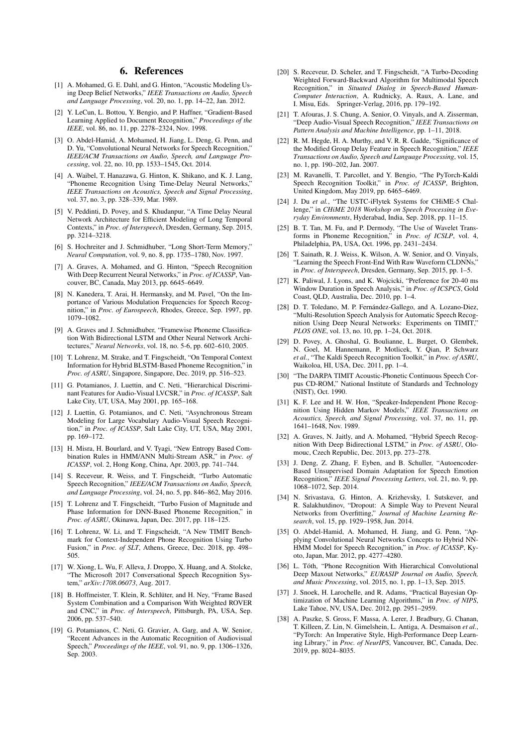## 6. References

[1] A. Mohamed, G. E. Dahl, and G. Hinton, "Acoustic Modeling Using Deep Belief Networks," *IEEE Transactions on Audio, Speech and Language Processing*, vol. 20, no. 1, pp. 14–22, Jan. 2012.

[2] Y. LeCun, L. Bottou, Y. Bengio, and P. Haffner, "Gradient-Based Learning Applied to Document Recognition," *Proceedings of the IEEE*, vol. 86, no. 11, pp. 2278–2324, Nov. 1998.

[3] O. Abdel-Hamid, A. Mohamed, H. Jiang, L. Deng, G. Penn, and D. Yu, "Convolutional Neural Networks for Speech Recognition," *IEEE/ACM Transactions on Audio, Speech, and Language Processing*, vol. 22, no. 10, pp. 1533–1545, Oct. 2014.

[4] A. Waibel, T. Hanazawa, G. Hinton, K. Shikano, and K. J. Lang, "Phoneme Recognition Using Time-Delay Neural Networks," *IEEE Transactions on Acoustics, Speech and Signal Processing*, vol. 37, no. 3, pp. 328–339, Mar. 1989.

[5] V. Peddinti, D. Povey, and S. Khudanpur, "A Time Delay Neural Network Architecture for Efficient Modeling of Long Temporal Contexts," in *Proc. of Interspeech*, Dresden, Germany, Sep. 2015, pp. 3214–3218.

[6] S. Hochreiter and J. Schmidhuber, "Long Short-Term Memory," *Neural Computation*, vol. 9, no. 8, pp. 1735–1780, Nov. 1997.

[7] A. Graves, A. Mohamed, and G. Hinton, "Speech Recognition With Deep Recurrent Neural Networks," in *Proc. of ICASSP*, Vancouver, BC, Canada, May 2013, pp. 6645–6649.

[8] N. Kanedera, T. Arai, H. Hermansky, and M. Pavel, "On the Importance of Various Modulation Frequencies for Speech Recognition," in *Proc. of Eurospeech*, Rhodes, Greece, Sep. 1997, pp. 1079–1082.

[9] A. Graves and J. Schmidhuber, "Framewise Phoneme Classification With Bidirectional LSTM and Other Neural Network Architectures," *Neural Networks*, vol. 18, no. 5-6, pp. 602–610, 2005.

[10] T. Lohrenz, M. Strake, and T. Fingscheidt, "On Temporal Context Information for Hybrid BLSTM-Based Phoneme Recognition," in *Proc. of ASRU*, Singapore, Singapore, Dec. 2019, pp. 516–523.

[11] G. Potamianos, J. Luettin, and C. Neti, "Hierarchical Discriminant Features for Audio-Visual LVCSR," in *Proc. of ICASSP*, Salt Lake City, UT, USA, May 2001, pp. 165–168.

[12] J. Luettin, G. Potamianos, and C. Neti, "Asynchronous Stream Modeling for Large Vocabulary Audio-Visual Speech Recognition," in *Proc. of ICASSP*, Salt Lake City, UT, USA, May 2001, pp. 169–172.

[13] H. Misra, H. Bourlard, and V. Tyagi, "New Entropy Based Combination Rules in HMM/ANN Multi-Stream ASR," in *Proc. of ICASSP*, vol. 2, Hong Kong, China, Apr. 2003, pp. 741–744.

[14] S. Receveur, R. Weiss, and T. Fingscheidt, "Turbo Automatic Speech Recognition," *IEEE/ACM Transactions on Audio, Speech, and Language Processing*, vol. 24, no. 5, pp. 846–862, May 2016.

[15] T. Lohrenz and T. Fingscheidt, "Turbo Fusion of Magnitude and Phase Information for DNN-Based Phoneme Recognition," in *Proc. of ASRU*, Okinawa, Japan, Dec. 2017, pp. 118–125.

[16] T. Lohrenz, W. Li, and T. Fingscheidt, "A New TIMIT Benchmark for Context-Independent Phone Recognition Using Turbo Fusion," in *Proc. of SLT*, Athens, Greece, Dec. 2018, pp. 498–505.

[17] W. Xiong, L. Wu, F. Alleva, J. Droppo, X. Huang, and A. Stolcke, "The Microsoft 2017 Conversational Speech Recognition System," *arXiv:1708.06073*, Aug. 2017.

[18] B. Hoffmeister, T. Klein, R. Schlüter, and H. Ney, "Frame Based System Combination and a Comparison With Weighted ROVER and CNC," in *Proc. of Interspeech*, Pittsburgh, PA, USA, Sep. 2006, pp. 537–540.

[19] G. Potamianos, C. Neti, G. Gravier, A. Garg, and A. W. Senior, "Recent Advances in the Automatic Recognition of Audiovisual Speech," *Proceedings of the IEEE*, vol. 91, no. 9, pp. 1306–1326, Sep. 2003.

[20] S. Receveur, D. Scheler, and T. Fingscheidt, "A Turbo-Decoding Weighted Forward-Backward Algorithm for Multimodal Speech Recognition," in *Situated Dialog in Speech-Based Human-Computer Interaction*, A. Rudnicky, A. Raux, A. Lane, and I. Misu, Eds. Springer-Verlag, 2016, pp. 179–192.

[21] T. Afouras, J. S. Chung, A. Senior, O. Vinyals, and A. Zisserman, "Deep Audio-Visual Speech Recognition," *IEEE Transactions on Pattern Analysis and Machine Intelligence*, pp. 1–11, 2018.

[22] R. M. Hegde, H. A. Murthy, and V. R. R. Gadde, "Significance of the Modified Group Delay Feature in Speech Recognition," *IEEE Transactions on Audio, Speech and Language Processing*, vol. 15, no. 1, pp. 190–202, Jan. 2007.

[23] M. Ravanelli, T. Parcollet, and Y. Bengio, "The PyTorch-Kaldi Speech Recognition Toolkit," in *Proc. of ICASSP*, Brighton, United Kingdom, May 2019, pp. 6465–6469.

[24] J. Du *et al.*, "The USTC-iFlytek Systems for CHiME-5 Challenge," in *CHiME 2018 Workshop on Speech Processing in Everyday Environments*, Hyderabad, India, Sep. 2018, pp. 11–15.

[25] B. T. Tan, M. Fu, and P. Dermody, "The Use of Wavelet Transforms in Phoneme Recognition," in *Proc. of ICSLP*, vol. 4, Philadelphia, PA, USA, Oct. 1996, pp. 2431–2434.

[26] T. Sainath, R. J. Weiss, K. Wilson, A. W. Senior, and O. Vinyals, "Learning the Speech Front-End With Raw Waveform CLDNNs," in *Proc. of Interspeech*, Dresden, Germany, Sep. 2015, pp. 1–5.

[27] K. Paliwal, J. Lyons, and K. Wojcicki, "Preference for 20-40 ms Window Duration in Speech Analysis," in *Proc. of ICSPCS*, Gold Coast, QLD, Australia, Dec. 2010, pp. 1–4.

[28] D. T. Toledano, M. P. Fernández-Gallego, and A. Lozano-Diez, "Multi-Resolution Speech Analysis for Automatic Speech Recognition Using Deep Neural Networks: Experiments on TIMIT," *PLOS ONE*, vol. 13, no. 10, pp. 1–24, Oct. 2018.

[29] D. Povey, A. Ghoshal, G. Boulianne, L. Burget, O. Glembek, N. Goel, M. Hannemann, P. Motlicek, Y. Qian, P. Schwarz *et al.*, "The Kaldi Speech Recognition Toolkit," in *Proc. of ASRU*, Waikoloa, HI, USA, Dec. 2011, pp. 1–4.

[30] "The DARPA TIMIT Acoustic-Phonetic Continuous Speech Corpus CD-ROM," National Institute of Standards and Technology (NIST), Oct. 1990.

[31] K. F. Lee and H. W. Hon, "Speaker-Independent Phone Recognition Using Hidden Markov Models," *IEEE Transactions on Acoustics, Speech, and Signal Processing*, vol. 37, no. 11, pp. 1641–1648, Nov. 1989.

[32] A. Graves, N. Jaitly, and A. Mohamed, "Hybrid Speech Recognition With Deep Bidirectional LSTM," in *Proc. of ASRU*, Olomouc, Czech Republic, Dec. 2013, pp. 273–278.

[33] J. Deng, Z. Zhang, F. Eyben, and B. Schuller, "Autoencoder-Based Unsupervised Domain Adaptation for Speech Emotion Recognition," *IEEE Signal Processing Letters*, vol. 21, no. 9, pp. 1068–1072, Sep. 2014.

[34] N. Srivastava, G. Hinton, A. Krizhevsky, I. Sutskever, and R. Salakhutdinov, "Dropout: A Simple Way to Prevent Neural Networks from Overfitting," *Journal of Machine Learning Research*, vol. 15, pp. 1929–1958, Jun. 2014.

[35] O. Abdel-Hamid, A. Mohamed, H. Jiang, and G. Penn, "Applying Convolutional Neural Networks Concepts to Hybrid NN-HMM Model for Speech Recognition," in *Proc. of ICASSP*, Kyoto, Japan, Mar. 2012, pp. 4277–4280.

[36] L. Tóth, "Phone Recognition With Hierarchical Convolutional Deep Maxout Networks," *EURASIP Journal on Audio, Speech, and Music Processing*, vol. 2015, no. 1, pp. 1–13, Sep. 2015.

[37] J. Snoek, H. Larochelle, and R. Adams, "Practical Bayesian Optimization of Machine Learning Algorithms," in *Proc. of NIPS*, Lake Tahoe, NV, USA, Dec. 2012, pp. 2951–2959.

[38] A. Paszke, S. Gross, F. Massa, A. Lerer, J. Bradbury, G. Chanan, T. Killeen, Z. Lin, N. Gimelshein, L. Antiga, A. Desmaison *et al.*, "PyTorch: An Imperative Style, High-Performance Deep Learning Library," in *Proc. of NeurIPS*, Vancouver, BC, Canada, Dec. 2019, pp. 8024–8035.